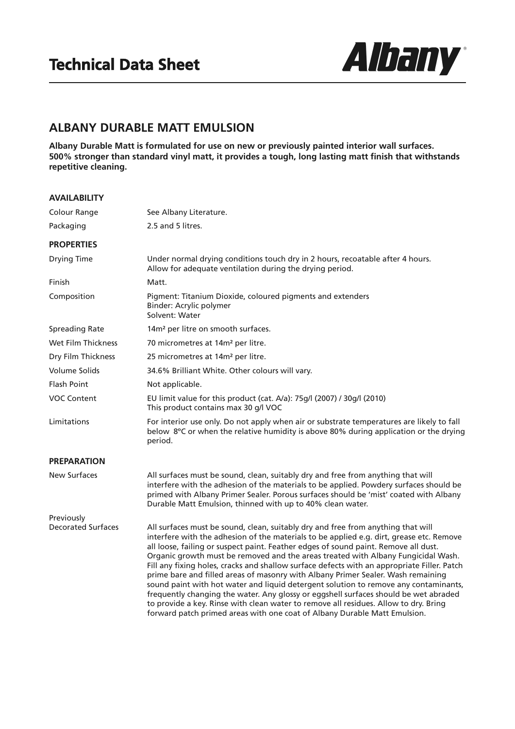# Technical Data Sheet

**Albany**

## ALBANY DURABLE MATT EMULSION

**Albany Durable Matt is formulated for use on new or previously painted interior wall surfaces. 500% stronger than standard vinyl matt, it provides a tough, long lasting matt finish that withstands repetitive cleaning.**

### AVAILABILITY

| | |
|---|---|
| Colour Range | See Albany Literature. |
| Packaging | 2.5 and 5 litres. |

### PROPERTIES

| | |
|---|---|
| Drying Time | Under normal drying conditions touch dry in 2 hours, recoatable after 4 hours. Allow for adequate ventilation during the drying period. |
| Finish | Matt. |
| Composition | Pigment: Titanium Dioxide, coloured pigments and extenders<br>Binder: Acrylic polymer<br>Solvent: Water |
| Spreading Rate | 14m² per litre on smooth surfaces. |
| Wet Film Thickness | 70 micrometres at 14m² per litre. |
| Dry Film Thickness | 25 micrometres at 14m² per litre. |
| Volume Solids | 34.6% Brilliant White. Other colours will vary. |
| Flash Point | Not applicable. |
| VOC Content | EU limit value for this product (cat. A/a): 75g/l (2007) / 30g/l (2010)<br>This product contains max 30 g/l VOC |
| Limitations | For interior use only. Do not apply when air or substrate temperatures are likely to fall below 8°C or when the relative humidity is above 80% during application or the drying period. |

### PREPARATION

| | |
|---|---|
| New Surfaces | All surfaces must be sound, clean, suitably dry and free from anything that will interfere with the adhesion of the materials to be applied. Powdery surfaces should be primed with Albany Primer Sealer. Porous surfaces should be 'mist' coated with Albany Durable Matt Emulsion, thinned with up to 40% clean water. |
| Previously Decorated Surfaces | All surfaces must be sound, clean, suitably dry and free from anything that will interfere with the adhesion of the materials to be applied e.g. dirt, grease etc. Remove all loose, failing or suspect paint. Feather edges of sound paint. Remove all dust. Organic growth must be removed and the areas treated with Albany Fungicidal Wash. Fill any fixing holes, cracks and shallow surface defects with an appropriate Filler. Patch prime bare and filled areas of masonry with Albany Primer Sealer. Wash remaining sound paint with hot water and liquid detergent solution to remove any contaminants, frequently changing the water. Any glossy or eggshell surfaces should be wet abraded to provide a key. Rinse with clean water to remove all residues. Allow to dry. Bring forward patch primed areas with one coat of Albany Durable Matt Emulsion. |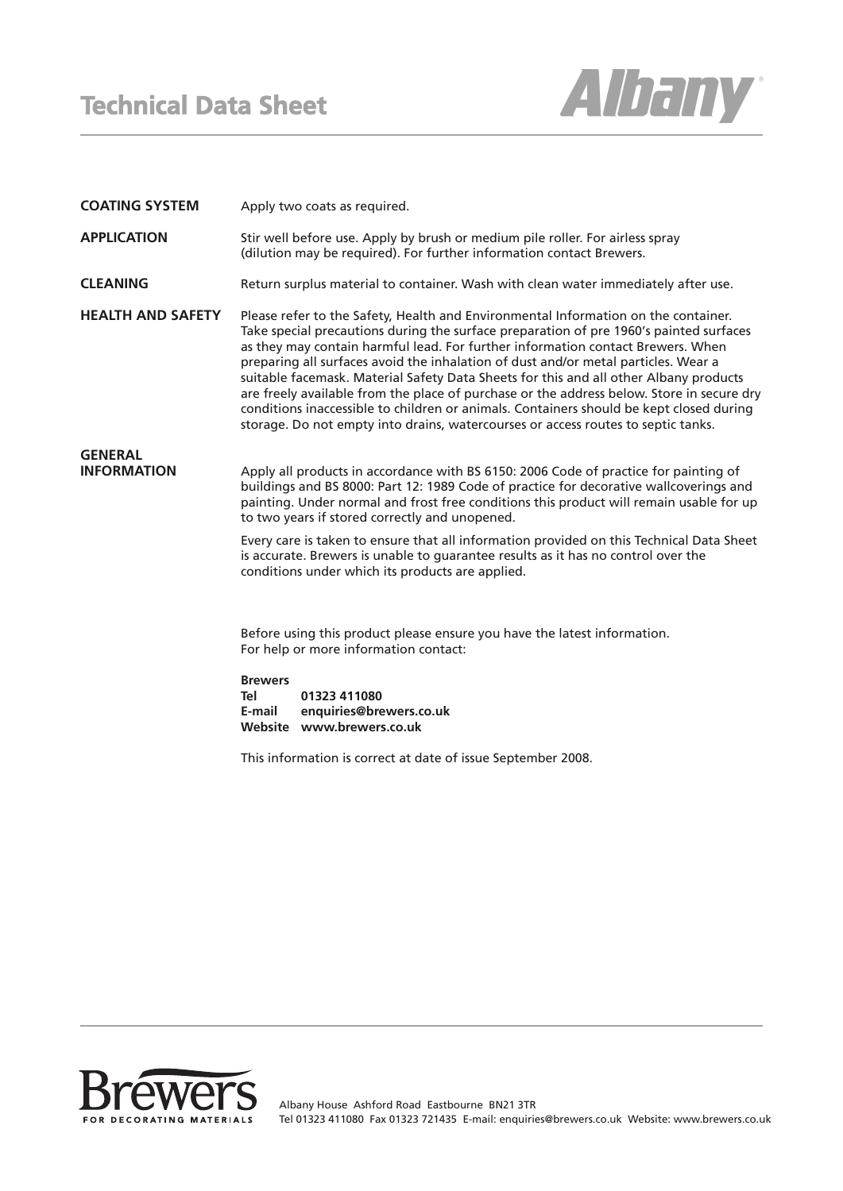# Technical Data Sheet

**COATING SYSTEM**

Apply two coats as required.

**APPLICATION**

Stir well before use. Apply by brush or medium pile roller. For airless spray (dilution may be required). For further information contact Brewers.

**CLEANING**

Return surplus material to container. Wash with clean water immediately after use.

**HEALTH AND SAFETY**

Please refer to the Safety, Health and Environmental Information on the container. Take special precautions during the surface preparation of pre 1960's painted surfaces as they may contain harmful lead. For further information contact Brewers. When preparing all surfaces avoid the inhalation of dust and/or metal particles. Wear a suitable facemask. Material Safety Data Sheets for this and all other Albany products are freely available from the place of purchase or the address below. Store in secure dry conditions inaccessible to children or animals. Containers should be kept closed during storage. Do not empty into drains, watercourses or access routes to septic tanks.

**GENERAL INFORMATION**

Apply all products in accordance with BS 6150: 2006 Code of practice for painting of buildings and BS 8000: Part 12: 1989 Code of practice for decorative wallcoverings and painting. Under normal and frost free conditions this product will remain usable for up to two years if stored correctly and unopened.

Every care is taken to ensure that all information provided on this Technical Data Sheet is accurate. Brewers is unable to guarantee results as it has no control over the conditions under which its products are applied.

Before using this product please ensure you have the latest information.
For help or more information contact:

**Brewers**
**Tel** **01323 411080**
**E-mail** **enquiries@brewers.co.uk**
**Website** **www.brewers.co.uk**

This information is correct at date of issue September 2008.

Albany House Ashford Road Eastbourne BN21 3TR
Tel 01323 411080 Fax 01323 721435 E-mail: enquiries@brewers.co.uk Website: www.brewers.co.uk